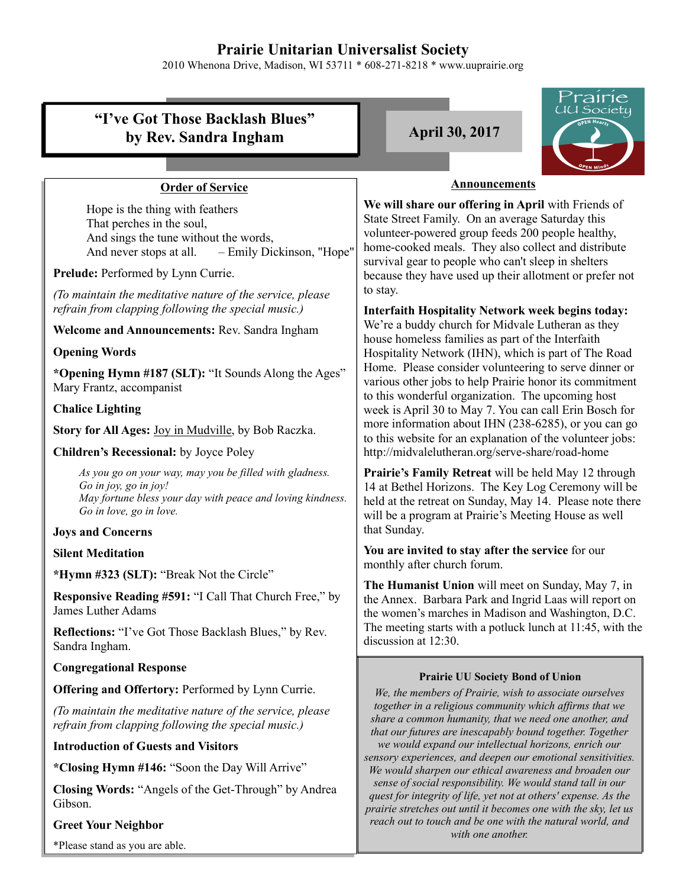# Prairie Unitarian Universalist Society

2010 Whenona Drive, Madison, WI 53711 * 608-271-8218 * www.uuprairie.org

## "I've Got Those Backlash Blues" by Rev. Sandra Ingham

**April 30, 2017**

### Order of Service

Hope is the thing with feathers
That perches in the soul,
And sings the tune without the words,
And never stops at all. – Emily Dickinson, "Hope"

**Prelude:** Performed by Lynn Currie.

*(To maintain the meditative nature of the service, please refrain from clapping following the special music.)*

**Welcome and Announcements:** Rev. Sandra Ingham

**Opening Words**

***Opening Hymn #187 (SLT):** "It Sounds Along the Ages" Mary Frantz, accompanist

**Chalice Lighting**

**Story for All Ages:** Joy in Mudville, by Bob Raczka.

**Children's Recessional:** by Joyce Poley

*As you go on your way, may you be filled with gladness.*
*Go in joy, go in joy!*
*May fortune bless your day with peace and loving kindness.*
*Go in love, go in love.*

**Joys and Concerns**

**Silent Meditation**

***Hymn #323 (SLT):** "Break Not the Circle"

**Responsive Reading #591:** "I Call That Church Free," by James Luther Adams

**Reflections:** "I've Got Those Backlash Blues," by Rev. Sandra Ingham.

**Congregational Response**

**Offering and Offertory:** Performed by Lynn Currie.

*(To maintain the meditative nature of the service, please refrain from clapping following the special music.)*

**Introduction of Guests and Visitors**

***Closing Hymn #146:** "Soon the Day Will Arrive"

**Closing Words:** "Angels of the Get-Through" by Andrea Gibson.

**Greet Your Neighbor**

*Please stand as you are able.

### Announcements

**We will share our offering in April** with Friends of State Street Family. On an average Saturday this volunteer-powered group feeds 200 people healthy, home-cooked meals. They also collect and distribute survival gear to people who can't sleep in shelters because they have used up their allotment or prefer not to stay.

**Interfaith Hospitality Network week begins today:** We're a buddy church for Midvale Lutheran as they house homeless families as part of the Interfaith Hospitality Network (IHN), which is part of The Road Home. Please consider volunteering to serve dinner or various other jobs to help Prairie honor its commitment to this wonderful organization. The upcoming host week is April 30 to May 7. You can call Erin Bosch for more information about IHN (238-6285), or you can go to this website for an explanation of the volunteer jobs: http://midvalelutheran.org/serve-share/road-home

**Prairie's Family Retreat** will be held May 12 through 14 at Bethel Horizons. The Key Log Ceremony will be held at the retreat on Sunday, May 14. Please note there will be a program at Prairie's Meeting House as well that Sunday.

**You are invited to stay after the service** for our monthly after church forum.

**The Humanist Union** will meet on Sunday, May 7, in the Annex. Barbara Park and Ingrid Laas will report on the women's marches in Madison and Washington, D.C. The meeting starts with a potluck lunch at 11:45, with the discussion at 12:30.

#### Prairie UU Society Bond of Union

*We, the members of Prairie, wish to associate ourselves together in a religious community which affirms that we share a common humanity, that we need one another, and that our futures are inescapably bound together. Together we would expand our intellectual horizons, enrich our sensory experiences, and deepen our emotional sensitivities. We would sharpen our ethical awareness and broaden our sense of social responsibility. We would stand tall in our quest for integrity of life, yet not at others' expense. As the prairie stretches out until it becomes one with the sky, let us reach out to touch and be one with the natural world, and with one another.*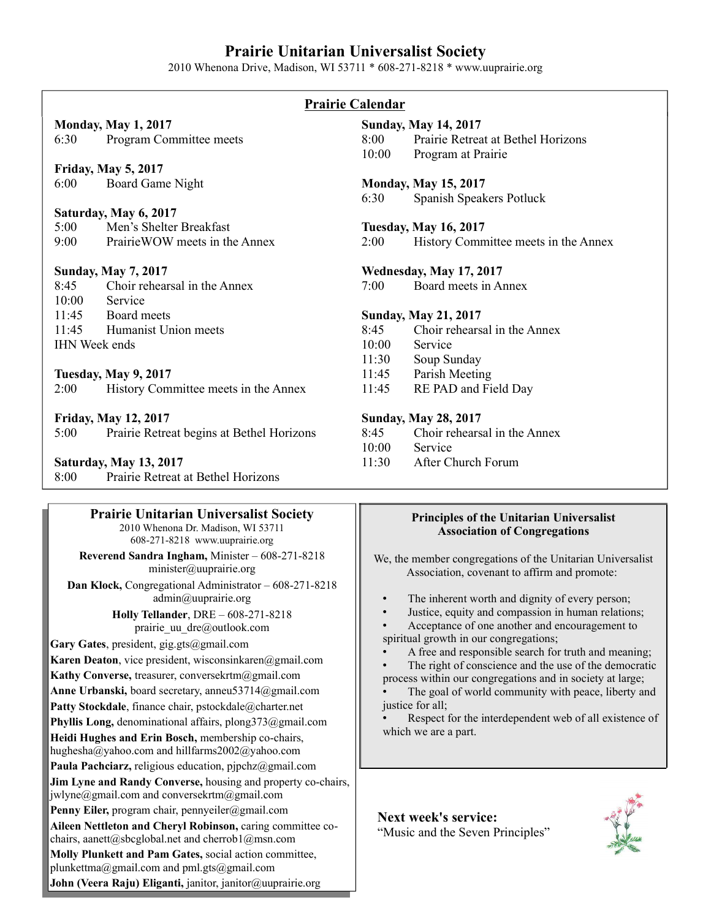# Prairie Unitarian Universalist Society

2010 Whenona Drive, Madison, WI 53711 * 608-271-8218 * www.uuprairie.org

## Prairie Calendar

**Monday, May 1, 2017**
6:30 Program Committee meets

**Friday, May 5, 2017**
6:00 Board Game Night

**Saturday, May 6, 2017**
5:00 Men's Shelter Breakfast
9:00 PrairieWOW meets in the Annex

**Sunday, May 7, 2017**
8:45 Choir rehearsal in the Annex
10:00 Service
11:45 Board meets
11:45 Humanist Union meets
IHN Week ends

**Tuesday, May 9, 2017**
2:00 History Committee meets in the Annex

**Friday, May 12, 2017**
5:00 Prairie Retreat begins at Bethel Horizons

**Saturday, May 13, 2017**
8:00 Prairie Retreat at Bethel Horizons

**Sunday, May 14, 2017**
8:00 Prairie Retreat at Bethel Horizons
10:00 Program at Prairie

**Monday, May 15, 2017**
6:30 Spanish Speakers Potluck

**Tuesday, May 16, 2017**
2:00 History Committee meets in the Annex

**Wednesday, May 17, 2017**
7:00 Board meets in Annex

**Sunday, May 21, 2017**
8:45 Choir rehearsal in the Annex
10:00 Service
11:30 Soup Sunday
11:45 Parish Meeting
11:45 RE PAD and Field Day

**Sunday, May 28, 2017**
8:45 Choir rehearsal in the Annex
10:00 Service
11:30 After Church Forum

### Prairie Unitarian Universalist Society

2010 Whenona Dr. Madison, WI 53711
608-271-8218 www.uuprairie.org

**Reverend Sandra Ingham,** Minister – 608-271-8218
minister@uuprairie.org

**Dan Klock,** Congregational Administrator – 608-271-8218
admin@uuprairie.org

**Holly Tellander**, DRE – 608-271-8218
prairie_uu_dre@outlook.com

**Gary Gates**, president, gig.gts@gmail.com
**Karen Deaton**, vice president, wisconsinkaren@gmail.com
**Kathy Converse,** treasurer, conversekrtm@gmail.com
**Anne Urbanski,** board secretary, anneu53714@gmail.com
**Patty Stockdale**, finance chair, pstockdale@charter.net
**Phyllis Long,** denominational affairs, plong373@gmail.com
**Heidi Hughes and Erin Bosch,** membership co-chairs, hughesha@yahoo.com and hillfarms2002@yahoo.com
**Paula Pachciarz,** religious education, pjpchz@gmail.com
**Jim Lyne and Randy Converse,** housing and property co-chairs, jwlyne@gmail.com and conversekrtm@gmail.com
**Penny Eiler,** program chair, pennyeiler@gmail.com
**Aileen Nettleton and Cheryl Robinson,** caring committee co-chairs, aanett@sbcglobal.net and cherrob1@msn.com
**Molly Plunkett and Pam Gates,** social action committee, plunkettma@gmail.com and pml.gts@gmail.com
**John (Veera Raju) Eliganti,** janitor, janitor@uuprairie.org

### Principles of the Unitarian Universalist Association of Congregations

We, the member congregations of the Unitarian Universalist Association, covenant to affirm and promote:

- The inherent worth and dignity of every person;
- Justice, equity and compassion in human relations;
- Acceptance of one another and encouragement to spiritual growth in our congregations;
- A free and responsible search for truth and meaning;
- The right of conscience and the use of the democratic process within our congregations and in society at large;
- The goal of world community with peace, liberty and justice for all;
- Respect for the interdependent web of all existence of which we are a part.

**Next week's service:**
"Music and the Seven Principles"